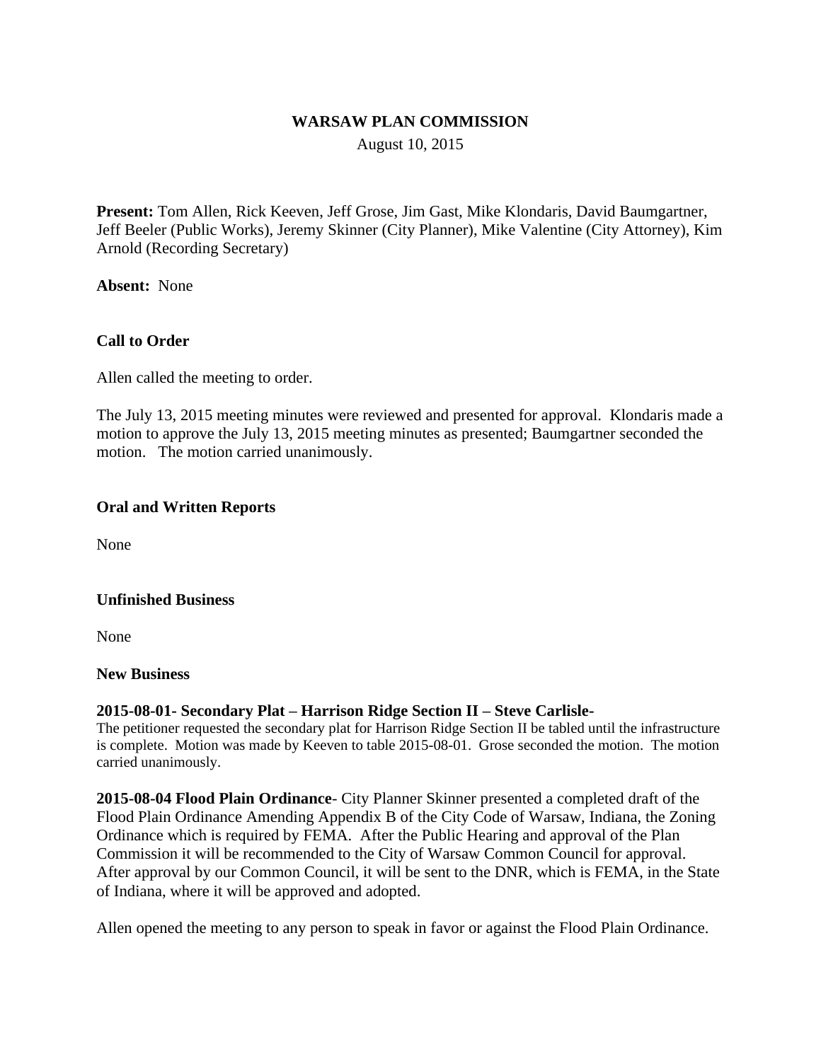# WARSAW PLAN COMMISSION

August 10, 2015

**Present:** Tom Allen, Rick Keeven, Jeff Grose, Jim Gast, Mike Klondaris, David Baumgartner, Jeff Beeler (Public Works), Jeremy Skinner (City Planner), Mike Valentine (City Attorney), Kim Arnold (Recording Secretary)

**Absent:** None

## Call to Order

Allen called the meeting to order.

The July 13, 2015 meeting minutes were reviewed and presented for approval. Klondaris made a motion to approve the July 13, 2015 meeting minutes as presented; Baumgartner seconded the motion. The motion carried unanimously.

## Oral and Written Reports

None

## Unfinished Business

None

## New Business

**2015-08-01- Secondary Plat – Harrison Ridge Section II – Steve Carlisle-**
The petitioner requested the secondary plat for Harrison Ridge Section II be tabled until the infrastructure is complete. Motion was made by Keeven to table 2015-08-01. Grose seconded the motion. The motion carried unanimously.

**2015-08-04 Flood Plain Ordinance**- City Planner Skinner presented a completed draft of the Flood Plain Ordinance Amending Appendix B of the City Code of Warsaw, Indiana, the Zoning Ordinance which is required by FEMA. After the Public Hearing and approval of the Plan Commission it will be recommended to the City of Warsaw Common Council for approval. After approval by our Common Council, it will be sent to the DNR, which is FEMA, in the State of Indiana, where it will be approved and adopted.

Allen opened the meeting to any person to speak in favor or against the Flood Plain Ordinance.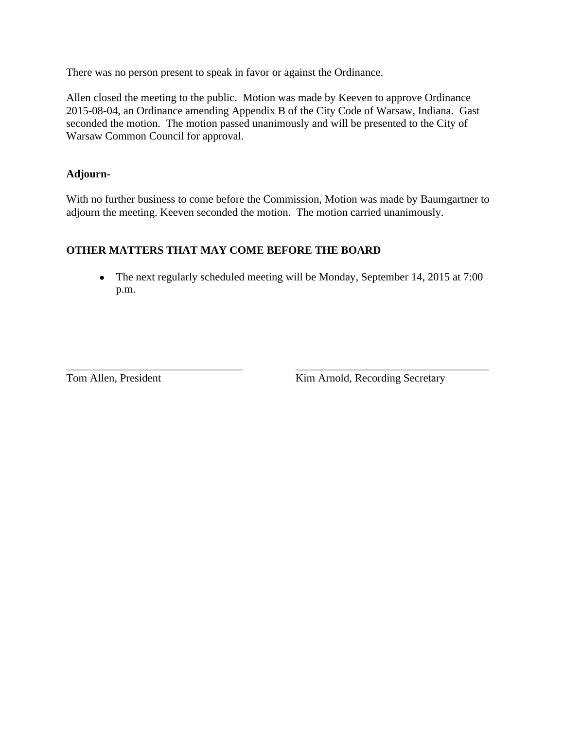There was no person present to speak in favor or against the Ordinance.

Allen closed the meeting to the public. Motion was made by Keeven to approve Ordinance 2015-08-04, an Ordinance amending Appendix B of the City Code of Warsaw, Indiana. Gast seconded the motion. The motion passed unanimously and will be presented to the City of Warsaw Common Council for approval.

**Adjourn-**

With no further business to come before the Commission, Motion was made by Baumgartner to adjourn the meeting. Keeven seconded the motion. The motion carried unanimously.

**OTHER MATTERS THAT MAY COME BEFORE THE BOARD**

- The next regularly scheduled meeting will be Monday, September 14, 2015 at 7:00 p.m.

_______________________________ Tom Allen, President

_______________________________ Kim Arnold, Recording Secretary